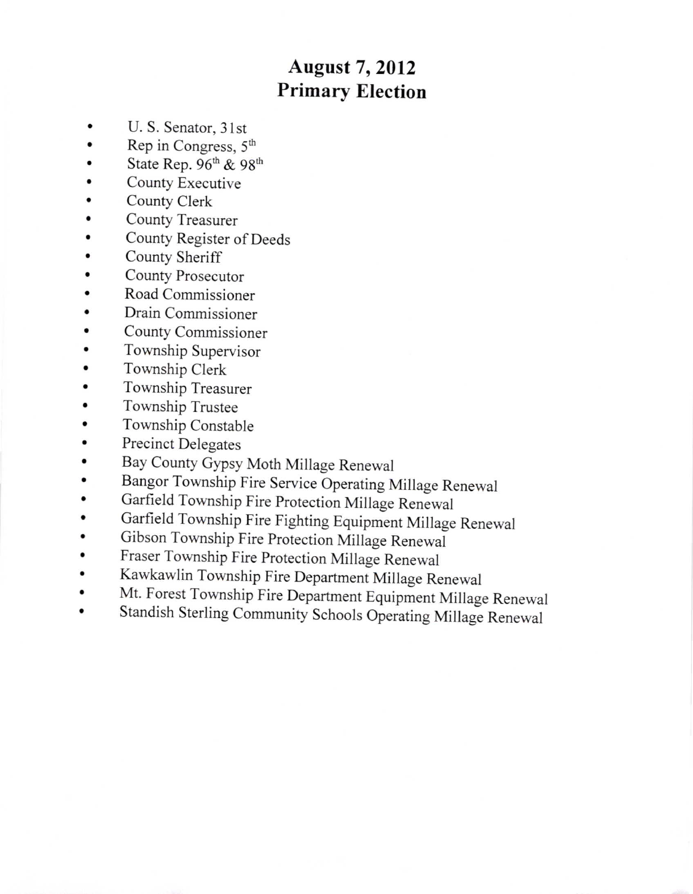# August 7, 2012
# Primary Election

- U. S. Senator, 31st
- Rep in Congress, 5th
- State Rep. 96th & 98th
- County Executive
- County Clerk
- County Treasurer
- County Register of Deeds
- County Sheriff
- County Prosecutor
- Road Commissioner
- Drain Commissioner
- County Commissioner
- Township Supervisor
- Township Clerk
- Township Treasurer
- Township Trustee
- Township Constable
- Precinct Delegates
- Bay County Gypsy Moth Millage Renewal
- Bangor Township Fire Service Operating Millage Renewal
- Garfield Township Fire Protection Millage Renewal
- Garfield Township Fire Fighting Equipment Millage Renewal
- Gibson Township Fire Protection Millage Renewal
- Fraser Township Fire Protection Millage Renewal
- Kawkawlin Township Fire Department Millage Renewal
- Mt. Forest Township Fire Department Equipment Millage Renewal
- Standish Sterling Community Schools Operating Millage Renewal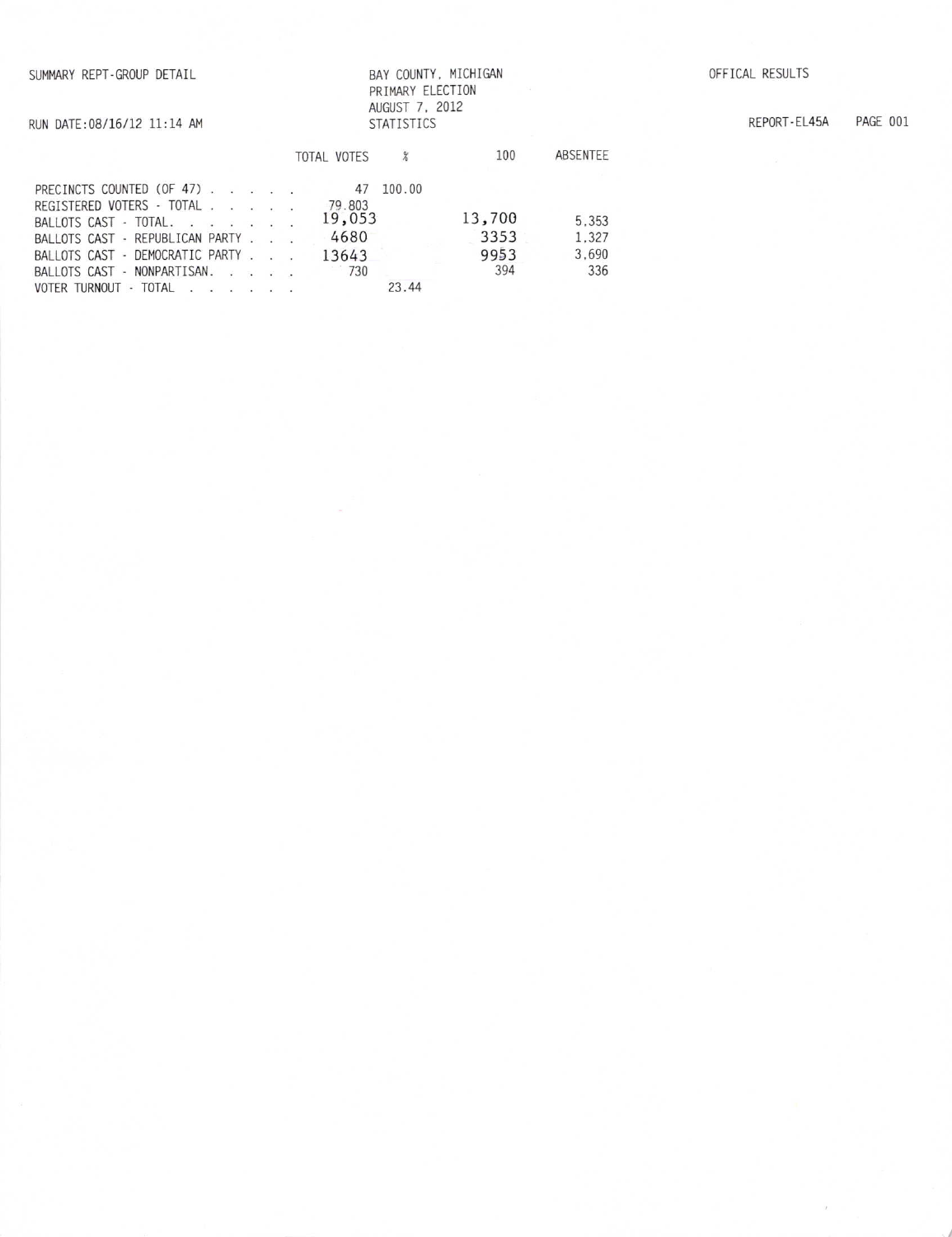SUMMARY REPT-GROUP DETAIL

RUN DATE:08/16/12 11:14 AM

BAY COUNTY, MICHIGAN
PRIMARY ELECTION
AUGUST 7, 2012
STATISTICS

OFFICAL RESULTS

REPORT-EL45A PAGE 001

| | TOTAL VOTES | % | 100 | ABSENTEE |
|---|---|---|---|---|
| PRECINCTS COUNTED (OF 47) . . . . . | 47 | 100.00 | | |
| REGISTERED VOTERS - TOTAL . . . . . | 79,803 | | | |
| BALLOTS CAST - TOTAL. . . . . . . | 19,053 | | 13,700 | 5,353 |
| BALLOTS CAST - REPUBLICAN PARTY . . . | 4680 | | 3353 | 1,327 |
| BALLOTS CAST - DEMOCRATIC PARTY . . . | 13643 | | 9953 | 3,690 |
| BALLOTS CAST - NONPARTISAN. . . . . | 730 | | 394 | 336 |
| VOTER TURNOUT - TOTAL . . . . . . | | 23.44 | | |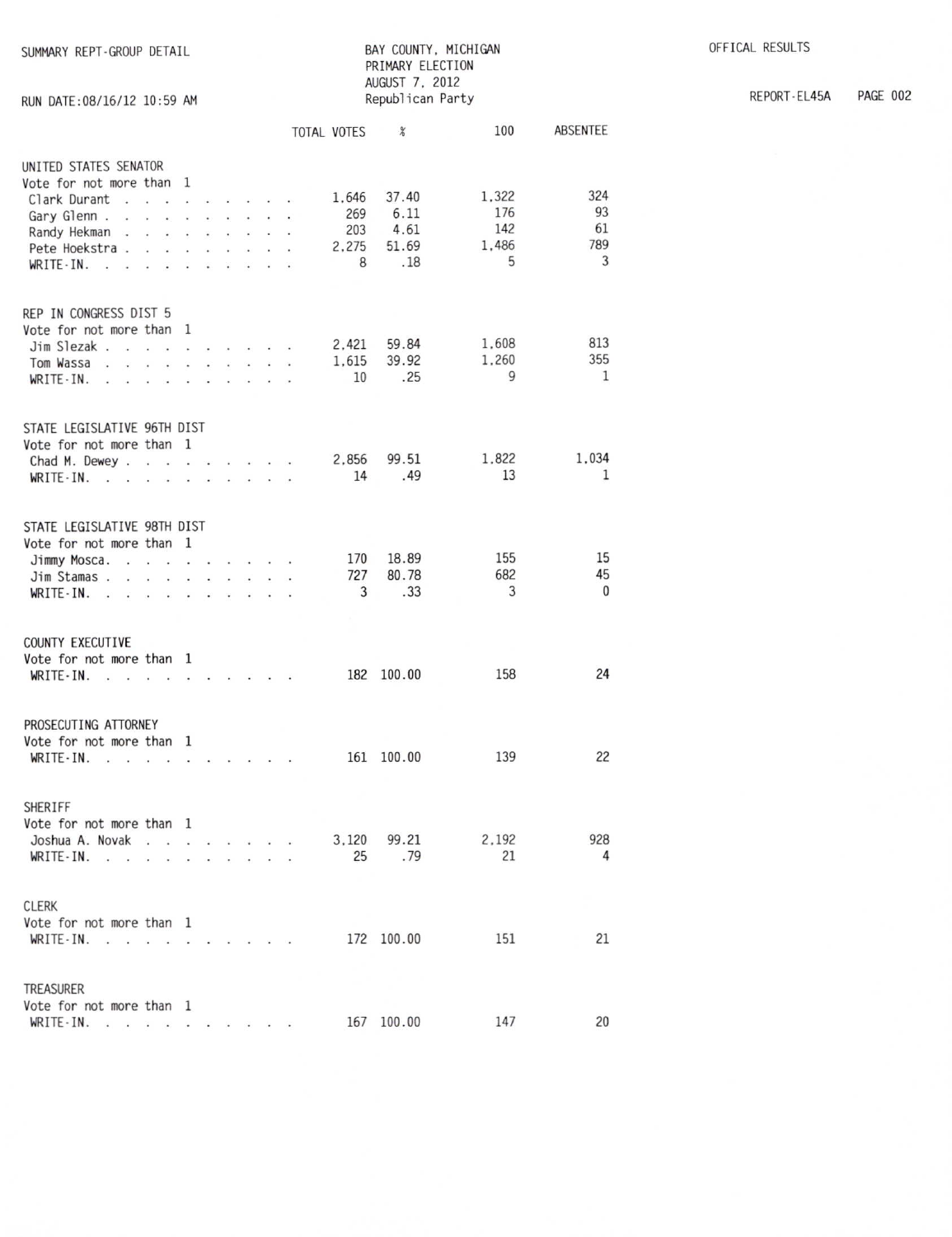SUMMARY REPT-GROUP DETAIL

RUN DATE:08/16/12 10:59 AM

BAY COUNTY, MICHIGAN
PRIMARY ELECTION
AUGUST 7, 2012
Republican Party

OFFICAL RESULTS

REPORT-EL45A

| | TOTAL VOTES | % | 100 | ABSENTEE |
|---|---|---|---|---|
| **UNITED STATES SENATOR** | | | | |
| Vote for not more than 1 | | | | |
| Clark Durant | 1,646 | 37.40 | 1,322 | 324 |
| Gary Glenn | 269 | 6.11 | 176 | 93 |
| Randy Hekman | 203 | 4.61 | 142 | 61 |
| Pete Hoekstra | 2,275 | 51.69 | 1,486 | 789 |
| WRITE-IN. | 8 | .18 | 5 | 3 |
| **REP IN CONGRESS DIST 5** | | | | |
| Vote for not more than 1 | | | | |
| Jim Slezak | 2,421 | 59.84 | 1,608 | 813 |
| Tom Wassa | 1,615 | 39.92 | 1,260 | 355 |
| WRITE-IN. | 10 | .25 | 9 | 1 |
| **STATE LEGISLATIVE 96TH DIST** | | | | |
| Vote for not more than 1 | | | | |
| Chad M. Dewey | 2,856 | 99.51 | 1,822 | 1,034 |
| WRITE-IN. | 14 | .49 | 13 | 1 |
| **STATE LEGISLATIVE 98TH DIST** | | | | |
| Vote for not more than 1 | | | | |
| Jimmy Mosca | 170 | 18.89 | 155 | 15 |
| Jim Stamas | 727 | 80.78 | 682 | 45 |
| WRITE-IN. | 3 | .33 | 3 | 0 |
| **COUNTY EXECUTIVE** | | | | |
| Vote for not more than 1 | | | | |
| WRITE-IN. | 182 | 100.00 | 158 | 24 |
| **PROSECUTING ATTORNEY** | | | | |
| Vote for not more than 1 | | | | |
| WRITE-IN. | 161 | 100.00 | 139 | 22 |
| **SHERIFF** | | | | |
| Vote for not more than 1 | | | | |
| Joshua A. Novak | 3,120 | 99.21 | 2,192 | 928 |
| WRITE-IN. | 25 | .79 | 21 | 4 |
| **CLERK** | | | | |
| Vote for not more than 1 | | | | |
| WRITE-IN. | 172 | 100.00 | 151 | 21 |
| **TREASURER** | | | | |
| Vote for not more than 1 | | | | |
| WRITE-IN. | 167 | 100.00 | 147 | 20 |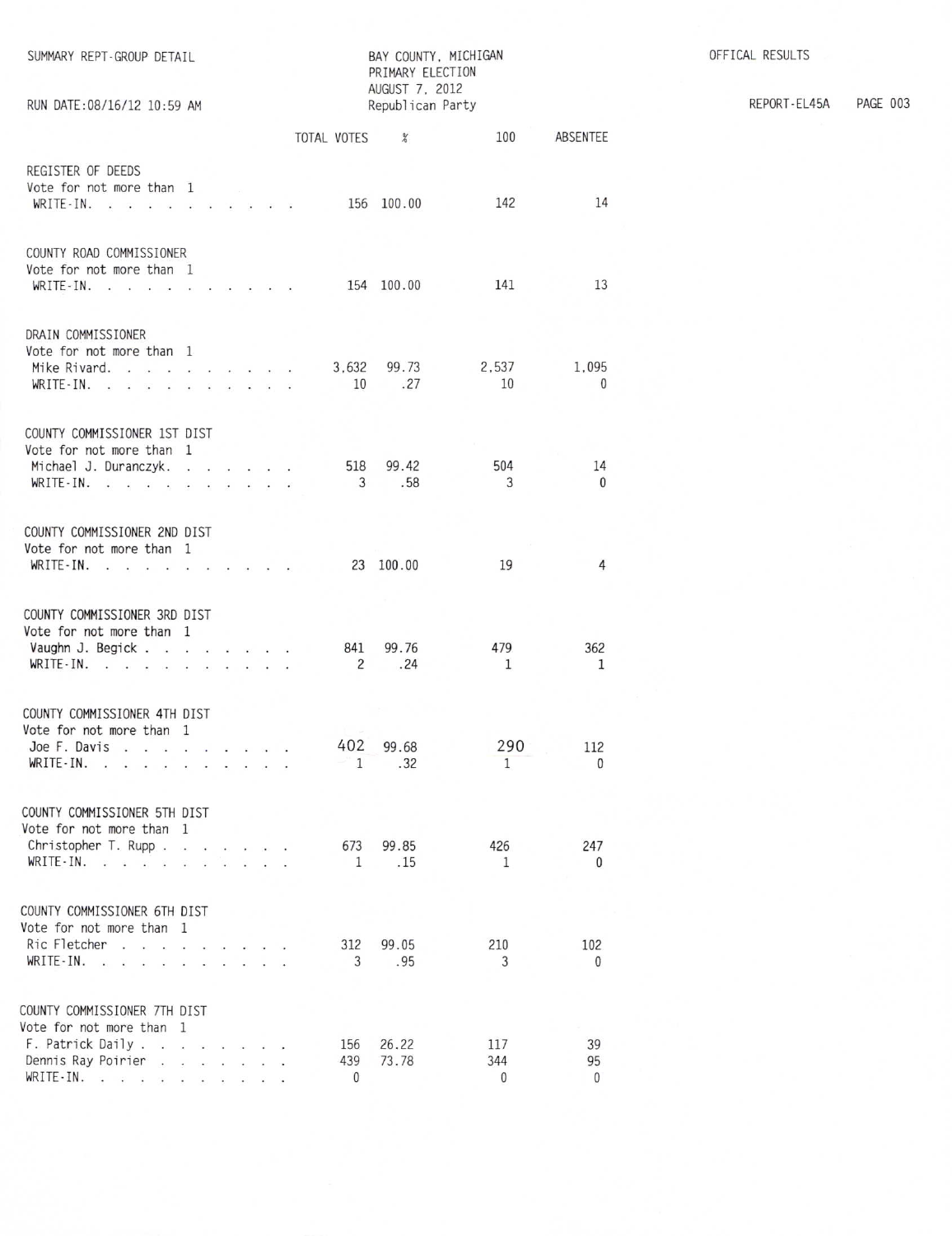SUMMARY REPT-GROUP DETAIL

RUN DATE:08/16/12 10:59 AM

BAY COUNTY, MICHIGAN
PRIMARY ELECTION
AUGUST 7, 2012
Republican Party

OFFICAL RESULTS

REPORT-EL45A

| | TOTAL VOTES | % | 100 | ABSENTEE |
|---|---|---|---|---|
| **REGISTER OF DEEDS** | | | | |
| Vote for not more than 1 | | | | |
| WRITE-IN. | 156 | 100.00 | 142 | 14 |
| **COUNTY ROAD COMMISSIONER** | | | | |
| Vote for not more than 1 | | | | |
| WRITE-IN. | 154 | 100.00 | 141 | 13 |
| **DRAIN COMMISSIONER** | | | | |
| Vote for not more than 1 | | | | |
| Mike Rivard. | 3,632 | 99.73 | 2,537 | 1,095 |
| WRITE-IN. | 10 | .27 | 10 | 0 |
| **COUNTY COMMISSIONER 1ST DIST** | | | | |
| Vote for not more than 1 | | | | |
| Michael J. Duranczyk. | 518 | 99.42 | 504 | 14 |
| WRITE-IN. | 3 | .58 | 3 | 0 |
| **COUNTY COMMISSIONER 2ND DIST** | | | | |
| Vote for not more than 1 | | | | |
| WRITE-IN. | 23 | 100.00 | 19 | 4 |
| **COUNTY COMMISSIONER 3RD DIST** | | | | |
| Vote for not more than 1 | | | | |
| Vaughn J. Begick | 841 | 99.76 | 479 | 362 |
| WRITE-IN. | 2 | .24 | 1 | 1 |
| **COUNTY COMMISSIONER 4TH DIST** | | | | |
| Vote for not more than 1 | | | | |
| Joe F. Davis | 402 | 99.68 | 290 | 112 |
| WRITE-IN. | 1 | .32 | 1 | 0 |
| **COUNTY COMMISSIONER 5TH DIST** | | | | |
| Vote for not more than 1 | | | | |
| Christopher T. Rupp | 673 | 99.85 | 426 | 247 |
| WRITE-IN. | 1 | .15 | 1 | 0 |
| **COUNTY COMMISSIONER 6TH DIST** | | | | |
| Vote for not more than 1 | | | | |
| Ric Fletcher | 312 | 99.05 | 210 | 102 |
| WRITE-IN. | 3 | .95 | 3 | 0 |
| **COUNTY COMMISSIONER 7TH DIST** | | | | |
| Vote for not more than 1 | | | | |
| F. Patrick Daily | 156 | 26.22 | 117 | 39 |
| Dennis Ray Poirier | 439 | 73.78 | 344 | 95 |
| WRITE-IN. | 0 | | 0 | 0 |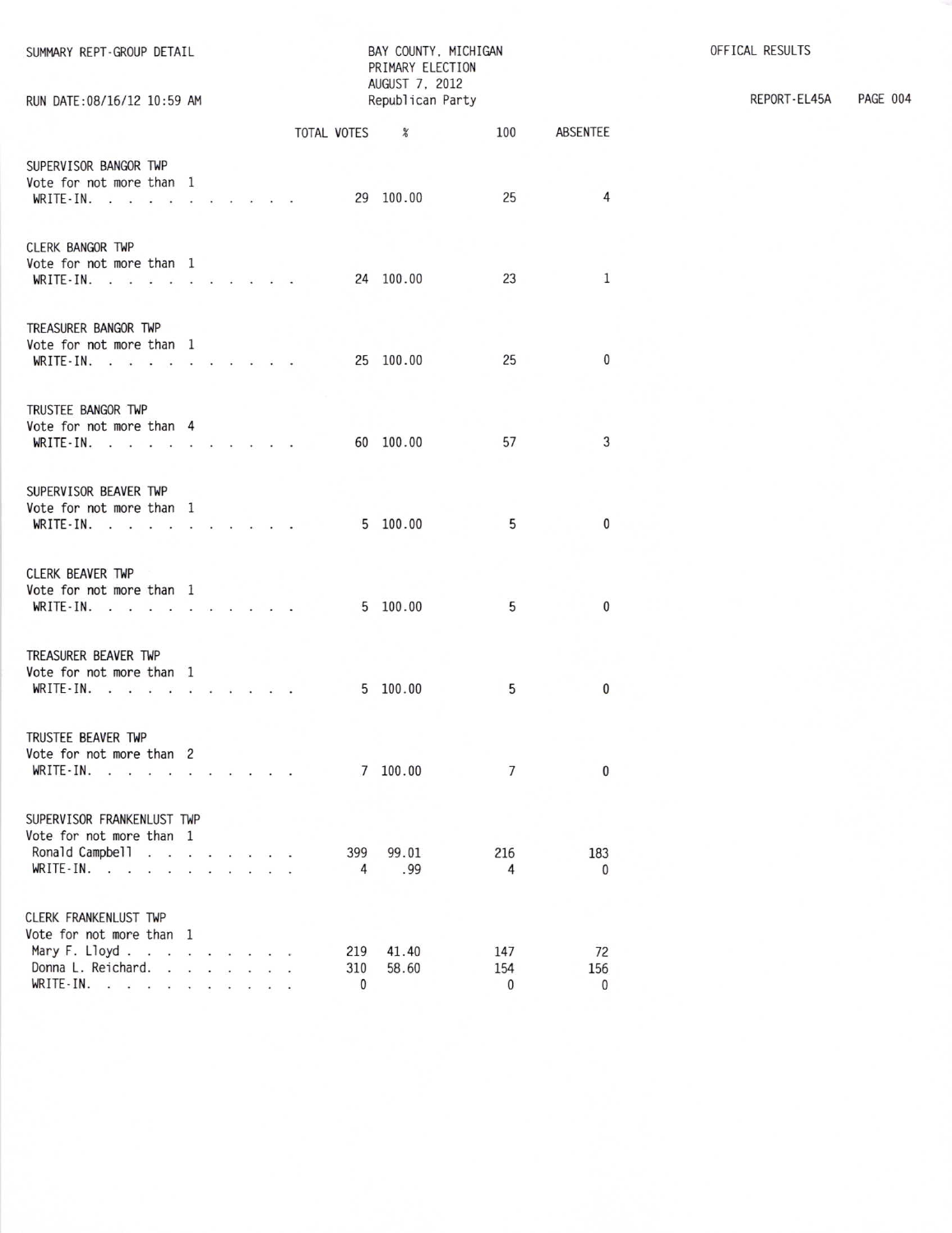SUMMARY REPT-GROUP DETAIL

BAY COUNTY, MICHIGAN
PRIMARY ELECTION
AUGUST 7, 2012
Republican Party

OFFICAL RESULTS

RUN DATE:08/16/12 10:59 AM

REPORT-EL45A

| | TOTAL VOTES | % | 100 | ABSENTEE |
|---|---|---|---|---|
| **SUPERVISOR BANGOR TWP** | | | | |
| Vote for not more than 1 | | | | |
| WRITE-IN. | 29 | 100.00 | 25 | 4 |
| **CLERK BANGOR TWP** | | | | |
| Vote for not more than 1 | | | | |
| WRITE-IN. | 24 | 100.00 | 23 | 1 |
| **TREASURER BANGOR TWP** | | | | |
| Vote for not more than 1 | | | | |
| WRITE-IN. | 25 | 100.00 | 25 | 0 |
| **TRUSTEE BANGOR TWP** | | | | |
| Vote for not more than 4 | | | | |
| WRITE-IN. | 60 | 100.00 | 57 | 3 |
| **SUPERVISOR BEAVER TWP** | | | | |
| Vote for not more than 1 | | | | |
| WRITE-IN. | 5 | 100.00 | 5 | 0 |
| **CLERK BEAVER TWP** | | | | |
| Vote for not more than 1 | | | | |
| WRITE-IN. | 5 | 100.00 | 5 | 0 |
| **TREASURER BEAVER TWP** | | | | |
| Vote for not more than 1 | | | | |
| WRITE-IN. | 5 | 100.00 | 5 | 0 |
| **TRUSTEE BEAVER TWP** | | | | |
| Vote for not more than 2 | | | | |
| WRITE-IN. | 7 | 100.00 | 7 | 0 |
| **SUPERVISOR FRANKENLUST TWP** | | | | |
| Vote for not more than 1 | | | | |
| Ronald Campbell | 399 | 99.01 | 216 | 183 |
| WRITE-IN. | 4 | .99 | 4 | 0 |
| **CLERK FRANKENLUST TWP** | | | | |
| Vote for not more than 1 | | | | |
| Mary F. Lloyd | 219 | 41.40 | 147 | 72 |
| Donna L. Reichard. | 310 | 58.60 | 154 | 156 |
| WRITE-IN. | 0 | | 0 | 0 |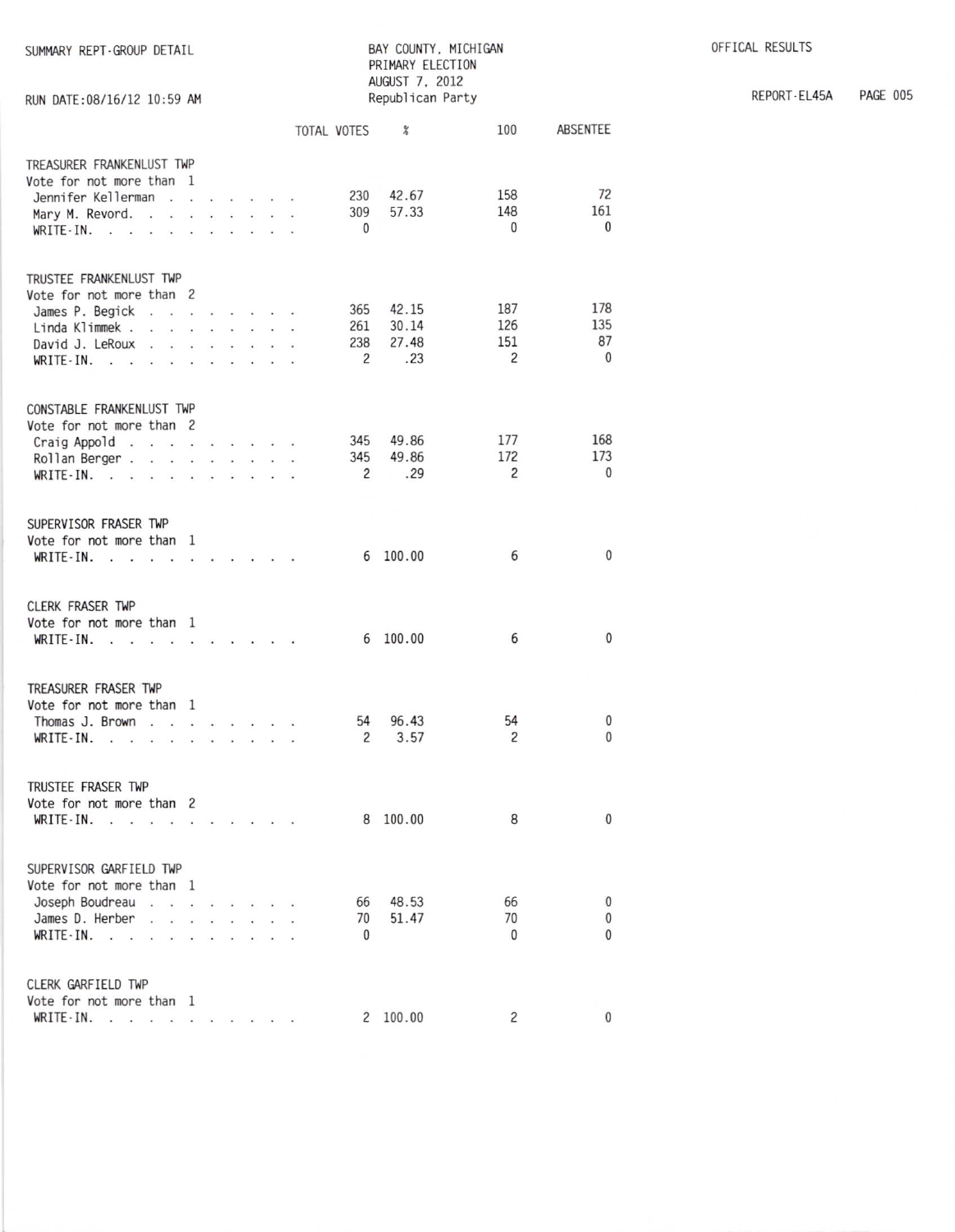SUMMARY REPT-GROUP DETAIL

RUN DATE:08/16/12 10:59 AM

BAY COUNTY, MICHIGAN
PRIMARY ELECTION
AUGUST 7, 2012
Republican Party

OFFICAL RESULTS

REPORT-EL45A PAGE 005

| | TOTAL VOTES | % | 100 | ABSENTEE |
|---|---|---|---|---|
| **TREASURER FRANKENLUST TWP** | | | | |
| Vote for not more than 1 | | | | |
| Jennifer Kellerman | 230 | 42.67 | 158 | 72 |
| Mary M. Revord. | 309 | 57.33 | 148 | 161 |
| WRITE-IN. | 0 | | 0 | 0 |
| **TRUSTEE FRANKENLUST TWP** | | | | |
| Vote for not more than 2 | | | | |
| James P. Begick | 365 | 42.15 | 187 | 178 |
| Linda Klimmek | 261 | 30.14 | 126 | 135 |
| David J. LeRoux | 238 | 27.48 | 151 | 87 |
| WRITE-IN. | 2 | .23 | 2 | 0 |
| **CONSTABLE FRANKENLUST TWP** | | | | |
| Vote for not more than 2 | | | | |
| Craig Appold | 345 | 49.86 | 177 | 168 |
| Rollan Berger | 345 | 49.86 | 172 | 173 |
| WRITE-IN. | 2 | .29 | 2 | 0 |
| **SUPERVISOR FRASER TWP** | | | | |
| Vote for not more than 1 | | | | |
| WRITE-IN. | 6 | 100.00 | 6 | 0 |
| **CLERK FRASER TWP** | | | | |
| Vote for not more than 1 | | | | |
| WRITE-IN. | 6 | 100.00 | 6 | 0 |
| **TREASURER FRASER TWP** | | | | |
| Vote for not more than 1 | | | | |
| Thomas J. Brown | 54 | 96.43 | 54 | 0 |
| WRITE-IN. | 2 | 3.57 | 2 | 0 |
| **TRUSTEE FRASER TWP** | | | | |
| Vote for not more than 2 | | | | |
| WRITE-IN. | 8 | 100.00 | 8 | 0 |
| **SUPERVISOR GARFIELD TWP** | | | | |
| Vote for not more than 1 | | | | |
| Joseph Boudreau | 66 | 48.53 | 66 | 0 |
| James D. Herber | 70 | 51.47 | 70 | 0 |
| WRITE-IN. | 0 | | 0 | 0 |
| **CLERK GARFIELD TWP** | | | | |
| Vote for not more than 1 | | | | |
| WRITE-IN. | 2 | 100.00 | 2 | 0 |